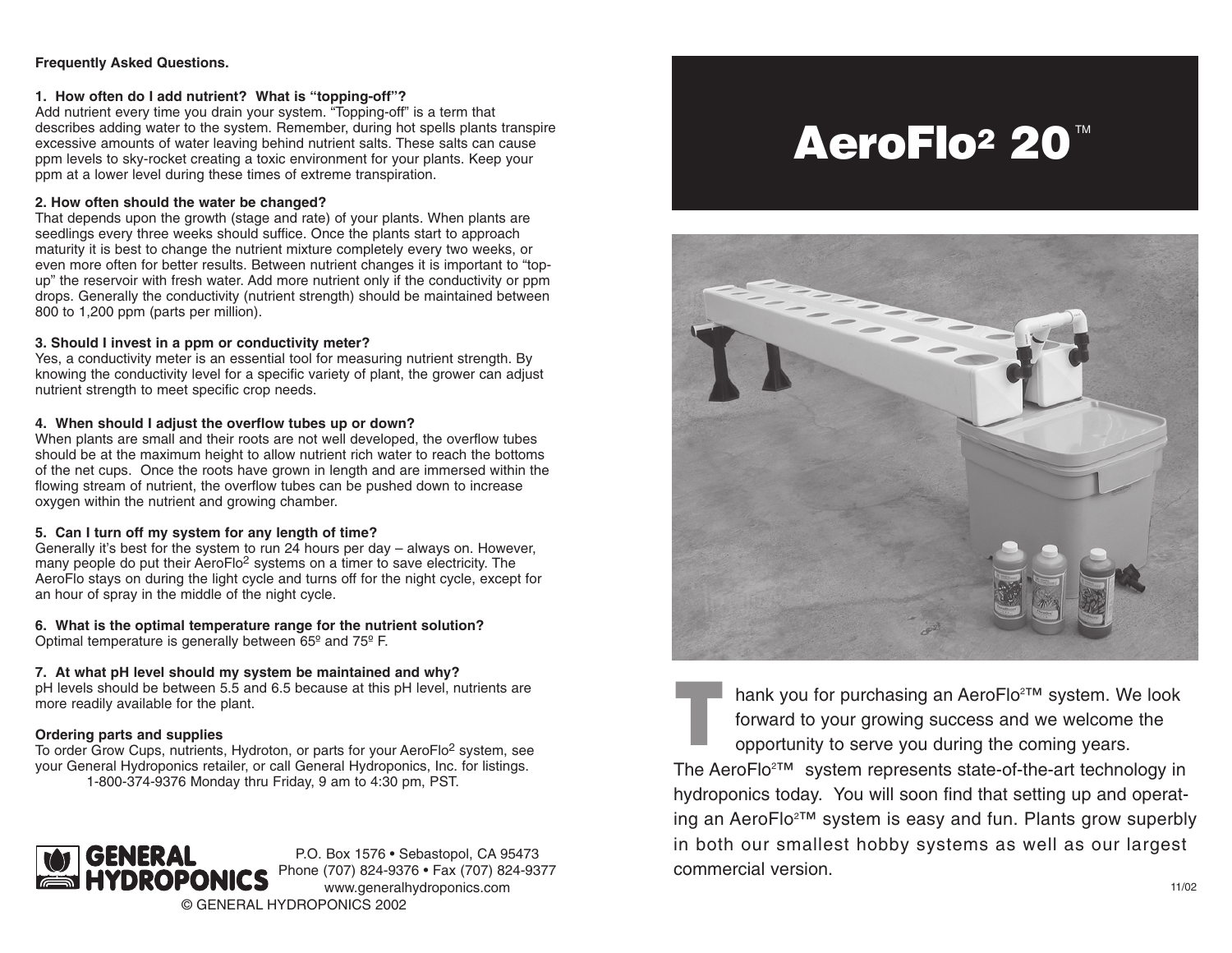**Frequently Asked Questions.**

**1. How often do I add nutrient? What is "topping-off"?**
Add nutrient every time you drain your system. "Topping-off" is a term that describes adding water to the system. Remember, during hot spells plants transpire excessive amounts of water leaving behind nutrient salts. These salts can cause ppm levels to sky-rocket creating a toxic environment for your plants. Keep your ppm at a lower level during these times of extreme transpiration.

**2. How often should the water be changed?**
That depends upon the growth (stage and rate) of your plants. When plants are seedlings every three weeks should suffice. Once the plants start to approach maturity it is best to change the nutrient mixture completely every two weeks, or even more often for better results. Between nutrient changes it is important to "top-up" the reservoir with fresh water. Add more nutrient only if the conductivity or ppm drops. Generally the conductivity (nutrient strength) should be maintained between 800 to 1,200 ppm (parts per million).

**3. Should I invest in a ppm or conductivity meter?**
Yes, a conductivity meter is an essential tool for measuring nutrient strength. By knowing the conductivity level for a specific variety of plant, the grower can adjust nutrient strength to meet specific crop needs.

**4. When should I adjust the overflow tubes up or down?**
When plants are small and their roots are not well developed, the overflow tubes should be at the maximum height to allow nutrient rich water to reach the bottoms of the net cups. Once the roots have grown in length and are immersed within the flowing stream of nutrient, the overflow tubes can be pushed down to increase oxygen within the nutrient and growing chamber.

**5. Can I turn off my system for any length of time?**
Generally it's best for the system to run 24 hours per day – always on. However, many people do put their AeroFlo$^2$ systems on a timer to save electricity. The AeroFlo stays on during the light cycle and turns off for the night cycle, except for an hour of spray in the middle of the night cycle.

**6. What is the optimal temperature range for the nutrient solution?**
Optimal temperature is generally between 65º and 75º F.

**7. At what pH level should my system be maintained and why?**
pH levels should be between 5.5 and 6.5 because at this pH level, nutrients are more readily available for the plant.

**Ordering parts and supplies**
To order Grow Cups, nutrients, Hydroton, or parts for your AeroFlo$^2$ system, see your General Hydroponics retailer, or call General Hydroponics, Inc. for listings.
1-800-374-9376 Monday thru Friday, 9 am to 4:30 pm, PST.

**GENERAL HYDROPONICS**
P.O. Box 1576 • Sebastopol, CA 95473
Phone (707) 824-9376 • Fax (707) 824-9377
www.generalhydroponics.com
© GENERAL HYDROPONICS 2002

# AeroFlo² 20™

Thank you for purchasing an AeroFlo²™ system. We look forward to your growing success and we welcome the opportunity to serve you during the coming years.

The AeroFlo²™ system represents state-of-the-art technology in hydroponics today. You will soon find that setting up and operating an AeroFlo²™ system is easy and fun. Plants grow superbly in both our smallest hobby systems as well as our largest commercial version.

11/02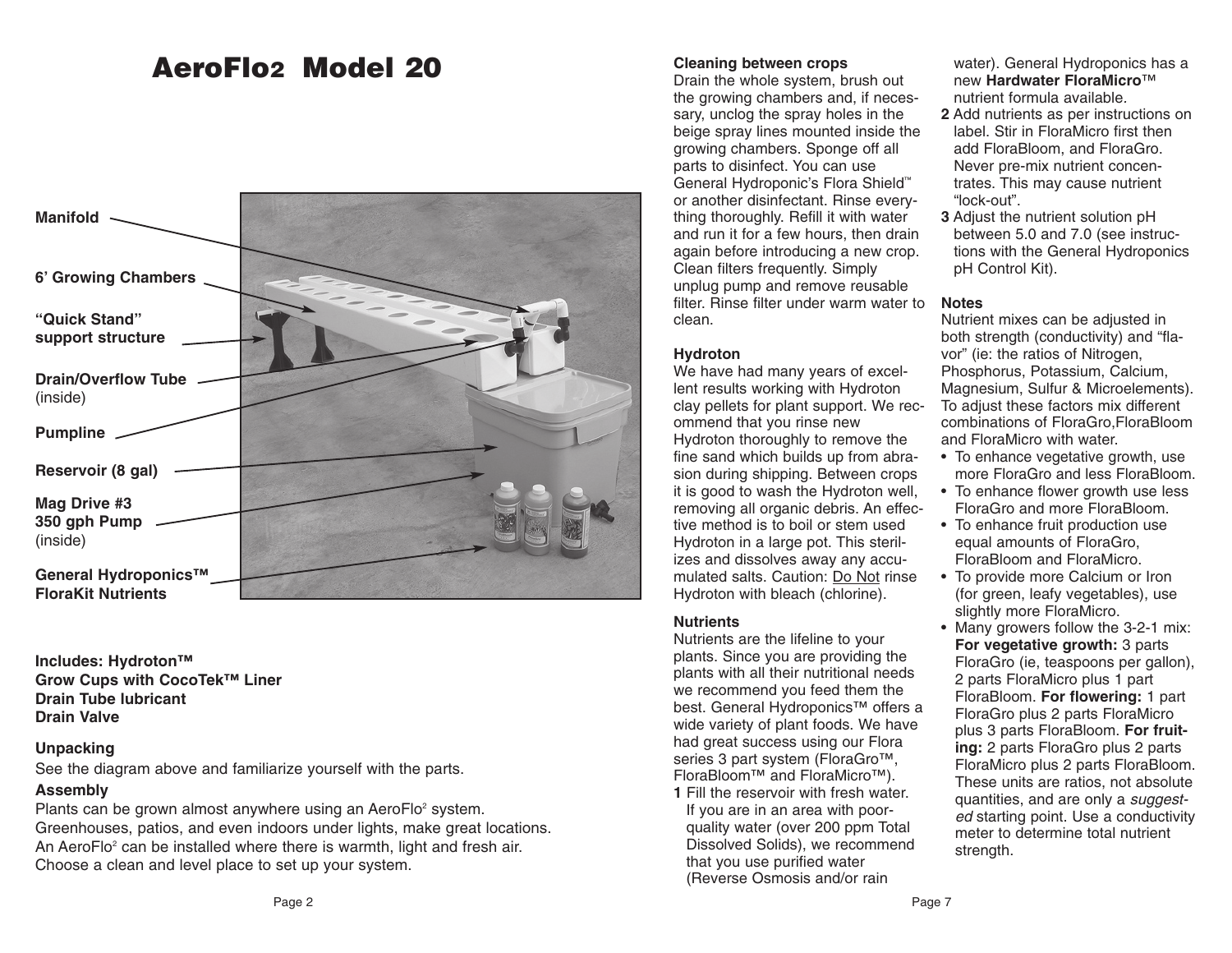# AeroFlo2 Model 20

**Manifold**

**6' Growing Chambers**

**"Quick Stand" support structure**

**Drain/Overflow Tube** (inside)

**Pumpline**

**Reservoir (8 gal)**

**Mag Drive #3 350 gph Pump** (inside)

**General Hydroponics™ FloraKit Nutrients**

**Includes: Hydroton™**
**Grow Cups with CocoTek™ Liner**
**Drain Tube lubricant**
**Drain Valve**

### Unpacking

See the diagram above and familiarize yourself with the parts.

### Assembly

Plants can be grown almost anywhere using an AeroFlo² system. Greenhouses, patios, and even indoors under lights, make great locations. An AeroFlo² can be installed where there is warmth, light and fresh air. Choose a clean and level place to set up your system.

### Cleaning between crops

Drain the whole system, brush out the growing chambers and, if necessary, unclog the spray holes in the beige spray lines mounted inside the growing chambers. Sponge off all parts to disinfect. You can use General Hydroponic's Flora Shield™ or another disinfectant. Rinse everything thoroughly. Refill it with water and run it for a few hours, then drain again before introducing a new crop. Clean filters frequently. Simply unplug pump and remove reusable filter. Rinse filter under warm water to clean.

### Hydroton

We have had many years of excellent results working with Hydroton clay pellets for plant support. We recommend that you rinse new Hydroton thoroughly to remove the fine sand which builds up from abrasion during shipping. Between crops it is good to wash the Hydroton well, removing all organic debris. An effective method is to boil or stem used Hydroton in a large pot. This sterilizes and dissolves away any accumulated salts. Caution: Do Not rinse Hydroton with bleach (chlorine).

### Nutrients

Nutrients are the lifeline to your plants. Since you are providing the plants with all their nutritional needs we recommend you feed them the best. General Hydroponics™ offers a wide variety of plant foods. We have had great success using our Flora series 3 part system (FloraGro™, FloraBloom™ and FloraMicro™).

**1** Fill the reservoir with fresh water. If you are in an area with poor-quality water (over 200 ppm Total Dissolved Solids), we recommend that you use purified water (Reverse Osmosis and/or rain water). General Hydroponics has a new **Hardwater FloraMicro**™ nutrient formula available.

**2** Add nutrients as per instructions on label. Stir in FloraMicro first then add FloraBloom, and FloraGro. Never pre-mix nutrient concentrates. This may cause nutrient "lock-out".

**3** Adjust the nutrient solution pH between 5.0 and 7.0 (see instructions with the General Hydroponics pH Control Kit).

### Notes

Nutrient mixes can be adjusted in both strength (conductivity) and "flavor" (ie: the ratios of Nitrogen, Phosphorus, Potassium, Calcium, Magnesium, Sulfur & Microelements). To adjust these factors mix different combinations of FloraGro,FloraBloom and FloraMicro with water.

- To enhance vegetative growth, use more FloraGro and less FloraBloom.
- To enhance flower growth use less FloraGro and more FloraBloom.
- To enhance fruit production use equal amounts of FloraGro, FloraBloom and FloraMicro.
- To provide more Calcium or Iron (for green, leafy vegetables), use slightly more FloraMicro.
- Many growers follow the 3-2-1 mix: **For vegetative growth:** 3 parts FloraGro (ie, teaspoons per gallon), 2 parts FloraMicro plus 1 part FloraBloom. **For flowering:** 1 part FloraGro plus 2 parts FloraMicro plus 3 parts FloraBloom. **For fruiting:** 2 parts FloraGro plus 2 parts FloraMicro plus 2 parts FloraBloom. These units are ratios, not absolute quantities, and are only a *suggested* starting point. Use a conductivity meter to determine total nutrient strength.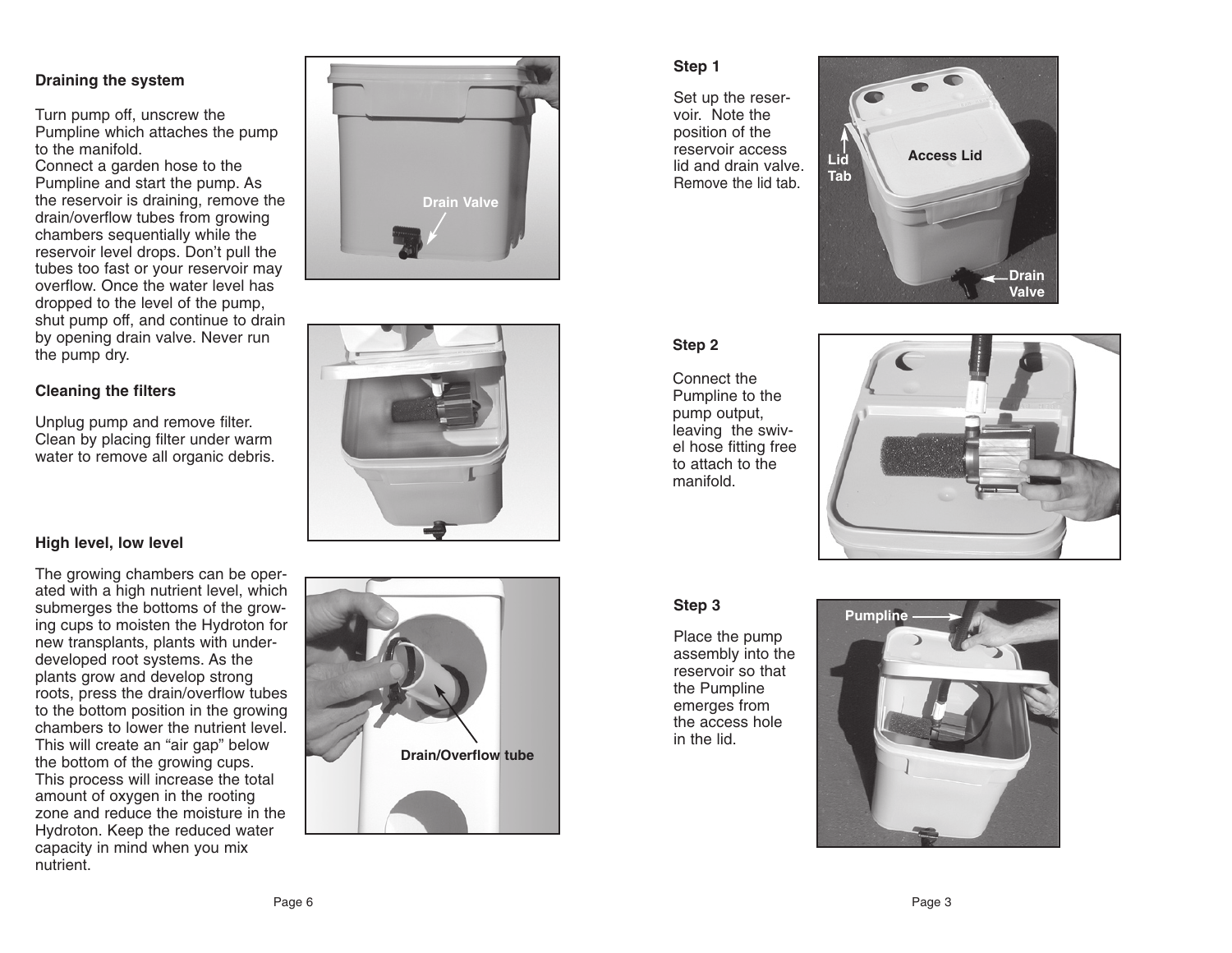## Draining the system

Turn pump off, unscrew the Pumpline which attaches the pump to the manifold.
Connect a garden hose to the Pumpline and start the pump. As the reservoir is draining, remove the drain/overflow tubes from growing chambers sequentially while the reservoir level drops. Don't pull the tubes too fast or your reservoir may overflow. Once the water level has dropped to the level of the pump, shut pump off, and continue to drain by opening drain valve. Never run the pump dry.

Drain Valve

## Cleaning the filters

Unplug pump and remove filter. Clean by placing filter under warm water to remove all organic debris.

## High level, low level

The growing chambers can be operated with a high nutrient level, which submerges the bottoms of the growing cups to moisten the Hydroton for new transplants, plants with underdeveloped root systems. As the plants grow and develop strong roots, press the drain/overflow tubes to the bottom position in the growing chambers to lower the nutrient level. This will create an "air gap" below the bottom of the growing cups. This process will increase the total amount of oxygen in the rooting zone and reduce the moisture in the Hydroton. Keep the reduced water capacity in mind when you mix nutrient.

Drain/Overflow tube

## Step 1

Set up the reservoir. Note the position of the reservoir access lid and drain valve. Remove the lid tab.

Lid Tab

Access Lid

Drain Valve

## Step 2

Connect the Pumpline to the pump output, leaving the swivel hose fitting free to attach to the manifold.

## Step 3

Place the pump assembly into the reservoir so that the Pumpline emerges from the access hole in the lid.

Pumpline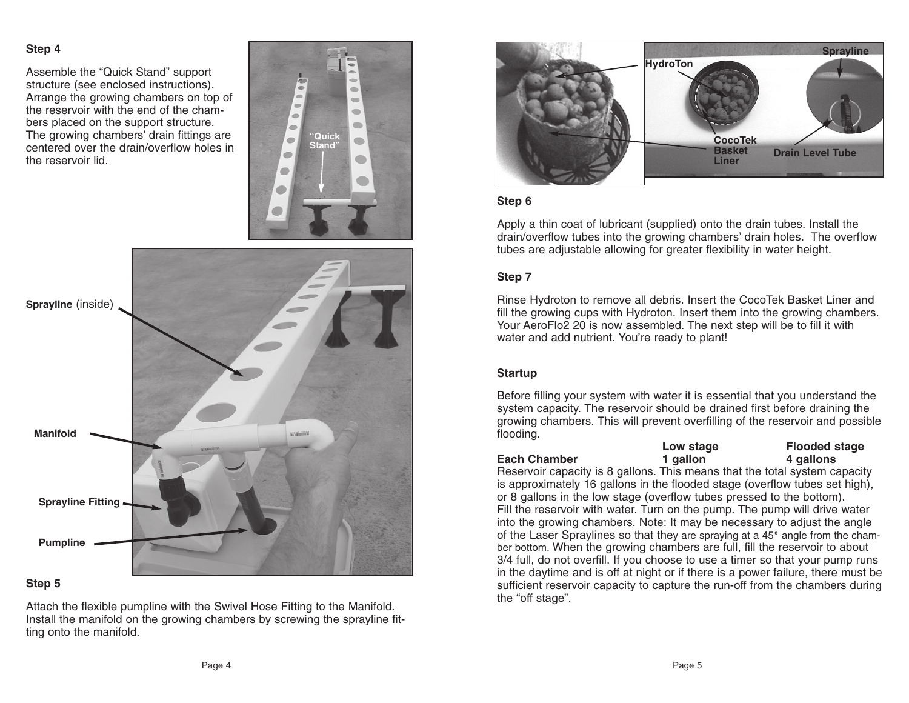### Step 4

Assemble the "Quick Stand" support structure (see enclosed instructions). Arrange the growing chambers on top of the reservoir with the end of the chambers placed on the support structure. The growing chambers' drain fittings are centered over the drain/overflow holes in the reservoir lid.

"Quick Stand"

Sprayline (inside)

Manifold

Sprayline Fitting

Pumpline

### Step 5

Attach the flexible pumpline with the Swivel Hose Fitting to the Manifold. Install the manifold on the growing chambers by screwing the sprayline fitting onto the manifold.

HydroTon

Sprayline

CocoTek Basket Liner

Drain Level Tube

### Step 6

Apply a thin coat of lubricant (supplied) onto the drain tubes. Install the drain/overflow tubes into the growing chambers' drain holes. The overflow tubes are adjustable allowing for greater flexibility in water height.

### Step 7

Rinse Hydroton to remove all debris. Insert the CocoTek Basket Liner and fill the growing cups with Hydroton. Insert them into the growing chambers. Your AeroFlo2 20 is now assembled. The next step will be to fill it with water and add nutrient. You're ready to plant!

### Startup

Before filling your system with water it is essential that you understand the system capacity. The reservoir should be drained first before draining the growing chambers. This will prevent overfilling of the reservoir and possible flooding.

| | Low stage | Flooded stage |
|---|---|---|
| **Each Chamber** | **1 gallon** | **4 gallons** |

Reservoir capacity is 8 gallons. This means that the total system capacity is approximately 16 gallons in the flooded stage (overflow tubes set high), or 8 gallons in the low stage (overflow tubes pressed to the bottom).
Fill the reservoir with water. Turn on the pump. The pump will drive water into the growing chambers. Note: It may be necessary to adjust the angle of the Laser Spraylines so that they are spraying at a 45° angle from the chamber bottom. When the growing chambers are full, fill the reservoir to about 3/4 full, do not overfill. If you choose to use a timer so that your pump runs in the daytime and is off at night or if there is a power failure, there must be sufficient reservoir capacity to capture the run-off from the chambers during the "off stage".